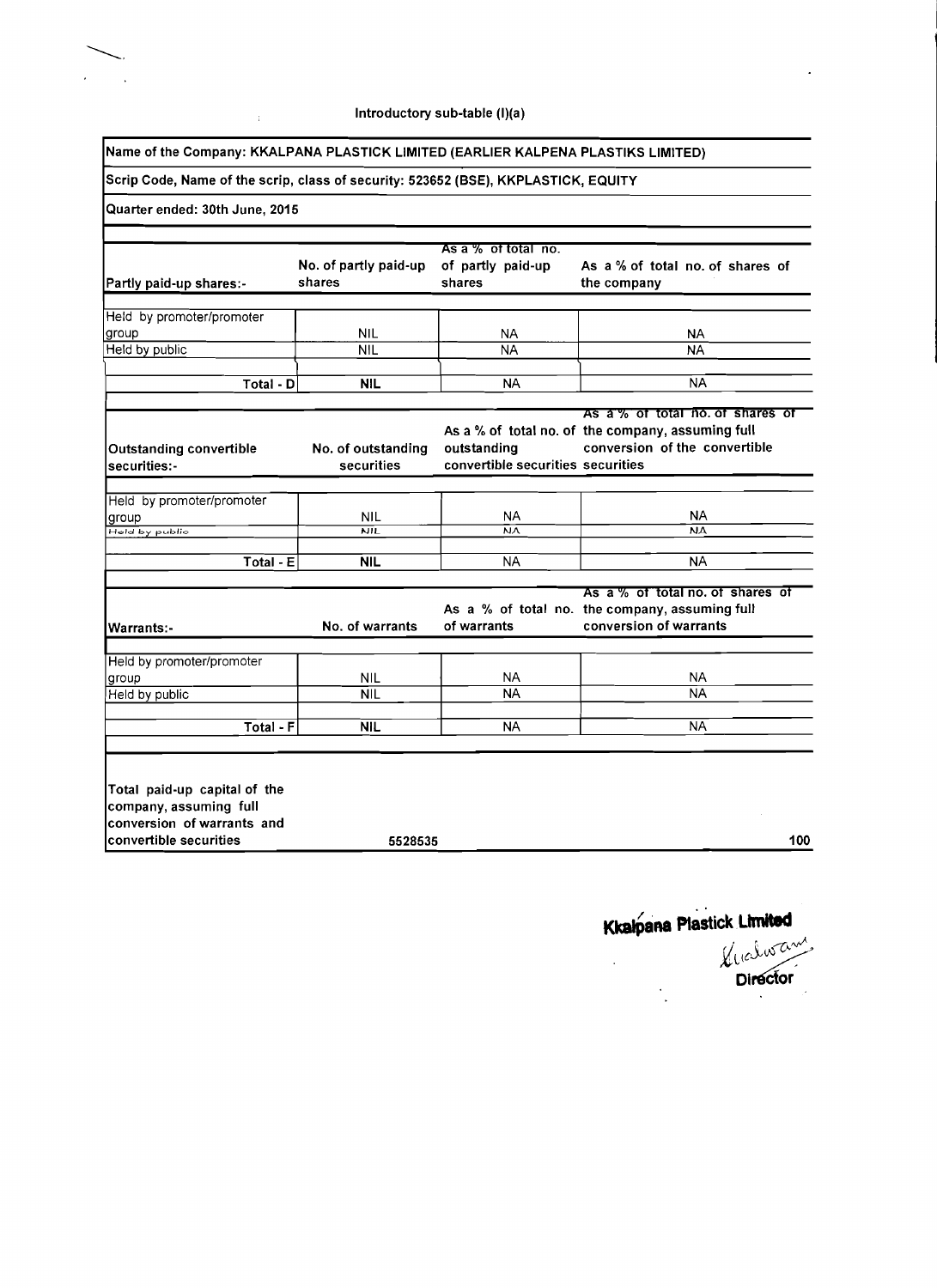Introductory sub-table (I)(a)

| Name of the Company: KKALPANA PLASTICK LIMITED (EARLIER KALPENA PLASTIKS LIMITED) | | | |
|---|---|---|---|
| Scrip Code, Name of the scrip, class of security: 523652 (BSE), KKPLASTICK, EQUITY | | | |
| Quarter ended: 30th June, 2015 | | | |
| Partly paid-up shares:- | No. of partly paid-up shares | As a % of total no. of partly paid-up shares | As a % of total no. of shares of the company |
| Held by promoter/promoter group | NIL | NA | NA |
| Held by public | NIL | NA | NA |
| Total - D | NIL | NA | NA |
| Outstanding convertible securities:- | No. of outstanding securities | As a % of total no. of outstanding convertible securities | As a % of total no. of shares of the company, assuming full conversion of the convertible securities |
| Held by promoter/promoter group | NIL | NA | NA |
| Held by public | NIL | NA | NA |
| Total - E | NIL | NA | NA |
| Warrants:- | No. of warrants | As a % of total no. of warrants | As a % of total no. of shares of the company, assuming full conversion of warrants |
| Held by promoter/promoter group | NIL | NA | NA |
| Held by public | NIL | NA | NA |
| Total - F | NIL | NA | NA |
| Total paid-up capital of the company, assuming full conversion of warrants and convertible securities | 5528535 | | 100 |

Kkalpana Plastick Limited

Director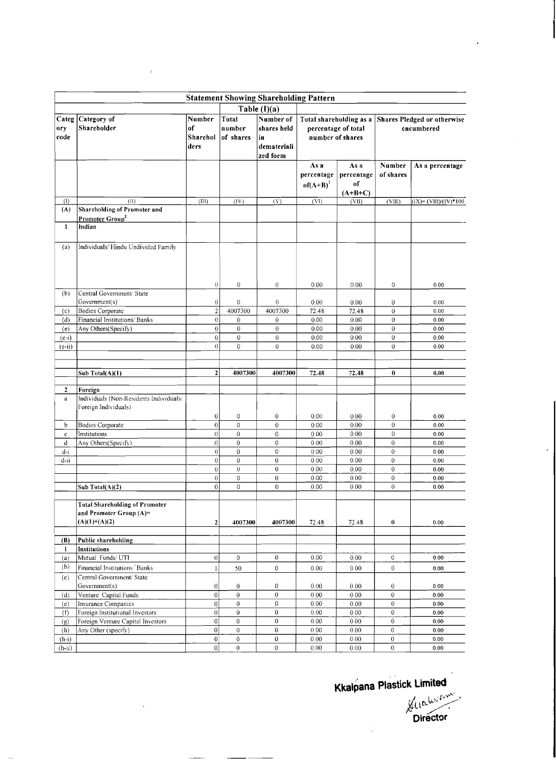## Statement Showing Shareholding Pattern

### Table (I)(a)

| Category code | Category of Shareholder | Number of Shareholders | Total number of shares | Number of shares held in dematerialized form | Total shareholding as a percentage of total number of shares | | Shares Pledged or otherwise encumbered | |
|---|---|---|---|---|---|---|---|---|
| | | | | | As a percentage of(A+B)[1] | As a percentage of (A+B+C) | Number of shares | As a percentage |
| (I) | (II) | (III) | (IV) | (V) | (VI) | (VII) | (VIII) | (IX)= (VIII)/(IV)*100 |
| **(A)** | **Shareholding of Promoter and Promoter Group[2]** | | | | | | | |
| **1** | **Indian** | | | | | | | |
| (a) | Individuals/ Hindu Undivided Family | 0 | 0 | 0 | 0.00 | 0.00 | 0 | 0.00 |
| (b) | Central Government/ State Government(s) | 0 | 0 | 0 | 0.00 | 0.00 | 0 | 0.00 |
| (c) | Bodies Corporate | 2 | 4007300 | 4007300 | 72.48 | 72.48 | 0 | 0.00 |
| (d) | Financial Institutions/ Banks | 0 | 0 | 0 | 0.00 | 0.00 | 0 | 0.00 |
| (e) | Any Others(Specify) | 0 | 0 | 0 | 0.00 | 0.00 | 0 | 0.00 |
| (e-i) | | 0 | 0 | 0 | 0.00 | 0.00 | 0 | 0.00 |
| (e-ii) | | 0 | 0 | 0 | 0.00 | 0.00 | 0 | 0.00 |
| | | | | | | | | |
| | **Sub Total(A)(1)** | **2** | **4007300** | **4007300** | **72.48** | **72.48** | **0** | **0.00** |
| | | | | | | | | |
| **2** | **Foreign** | | | | | | | |
| a | Individuals (Non-Residents Individuals/ Foreign Individuals) | 0 | 0 | 0 | 0.00 | 0.00 | 0 | 0.00 |
| b | Bodies Corporate | 0 | 0 | 0 | 0.00 | 0.00 | 0 | 0.00 |
| c | Institutions | 0 | 0 | 0 | 0.00 | 0.00 | 0 | 0.00 |
| d | Any Others(Specify) | 0 | 0 | 0 | 0.00 | 0.00 | 0 | 0.00 |
| d-i | | 0 | 0 | 0 | 0.00 | 0.00 | 0 | 0.00 |
| d-ii | | 0 | 0 | 0 | 0.00 | 0.00 | 0 | 0.00 |
| | | 0 | 0 | 0 | 0.00 | 0.00 | 0 | 0.00 |
| | | 0 | 0 | 0 | 0.00 | 0.00 | 0 | 0.00 |
| | **Sub Total(A)(2)** | 0 | 0 | 0 | 0.00 | 0.00 | 0 | 0.00 |
| | | | | | | | | |
| | **Total Shareholding of Promoter and Promoter Group (A)= (A)(1)+(A)(2)** | **2** | **4007300** | **4007300** | 72.48 | 72.48 | **0** | 0.00 |
| | | | | | | | | |
| **(B)** | **Public shareholding** | | | | | | | |
| **1** | **Institutions** | | | | | | | |
| (a) | Mutual Funds/ UTI | 0 | 0 | 0 | 0.00 | 0.00 | 0 | 0.00 |
| (b) | Financial Institutions / Banks | 1 | 50 | 0 | 0.00 | 0.00 | 0 | 0.00 |
| (c) | Central Government/ State Government(s) | 0 | 0 | 0 | 0.00 | 0.00 | 0 | 0.00 |
| (d) | Venture Capital Funds | 0 | 0 | 0 | 0.00 | 0.00 | 0 | 0.00 |
| (e) | Insurance Companies | 0 | 0 | 0 | 0.00 | 0.00 | 0 | 0.00 |
| (f) | Foreign Institutional Investors | 0 | 0 | 0 | 0.00 | 0.00 | 0 | 0.00 |
| (g) | Foreign Venture Capital Investors | 0 | 0 | 0 | 0.00 | 0.00 | 0 | 0.00 |
| (h) | Any Other (specify) | 0 | 0 | 0 | 0.00 | 0.00 | 0 | 0.00 |
| (h-i) | | 0 | 0 | 0 | 0.00 | 0.00 | 0 | 0.00 |
| (h-ii) | | 0 | 0 | 0 | 0.00 | 0.00 | 0 | 0.00 |

**Kkalpana Plastick Limited**

Director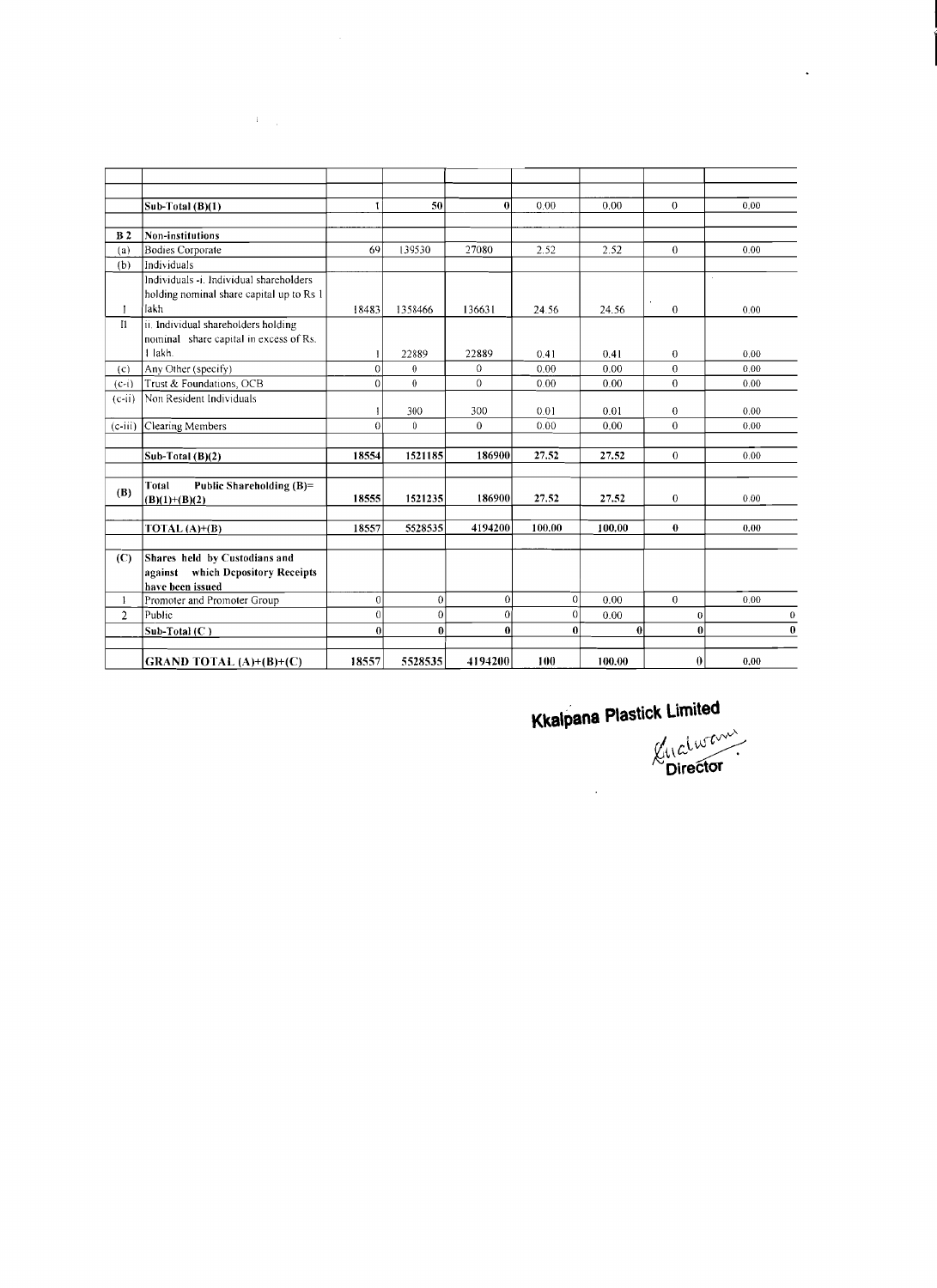| | | | | | | | | |
|---|---|---|---|---|---|---|---|---|
| | | | | | | | | |
| | | | | | | | | |
| | Sub-Total (B)(1) | 1 | 50 | 0 | 0.00 | 0.00 | 0 | 0.00 |
| | | | | | | | | |
| B 2 | Non-institutions | | | | | | | |
| (a) | Bodies Corporate | 69 | 139530 | 27080 | 2.52 | 2.52 | 0 | 0.00 |
| (b) | Individuals | | | | | | | |
| I | Individuals -i. Individual shareholders holding nominal share capital up to Rs 1 lakh | 18483 | 1358466 | 136631 | 24.56 | 24.56 | 0 | 0.00 |
| II | ii. Individual shareholders holding nominal share capital in excess of Rs. 1 lakh. | 1 | 22889 | 22889 | 0.41 | 0.41 | 0 | 0.00 |
| (c) | Any Other (specify) | 0 | 0 | 0 | 0.00 | 0.00 | 0 | 0.00 |
| (c-i) | Trust & Foundations, OCB | 0 | 0 | 0 | 0.00 | 0.00 | 0 | 0.00 |
| (c-ii) | Non Resident Individuals | 1 | 300 | 300 | 0.01 | 0.01 | 0 | 0.00 |
| (c-iii) | Clearing Members | 0 | 0 | 0 | 0.00 | 0.00 | 0 | 0.00 |
| | | | | | | | | |
| | Sub-Total (B)(2) | 18554 | 1521185 | 186900 | 27.52 | 27.52 | 0 | 0.00 |
| | | | | | | | | |
| (B) | Total Public Shareholding (B)= (B)(1)+(B)(2) | 18555 | 1521235 | 186900 | 27.52 | 27.52 | 0 | 0.00 |
| | | | | | | | | |
| | TOTAL (A)+(B) | 18557 | 5528535 | 4194200 | 100.00 | 100.00 | 0 | 0.00 |
| | | | | | | | | |
| (C) | Shares held by Custodians and against which Depository Receipts have been issued | | | | | | | |
| 1 | Promoter and Promoter Group | 0 | 0 | 0 | 0 | 0.00 | 0 | 0.00 |
| 2 | Public | 0 | 0 | 0 | 0 | 0.00 | 0 | 0 |
| | Sub-Total (C ) | 0 | 0 | 0 | 0 | 0 | 0 | 0 |
| | | | | | | | | |
| | GRAND TOTAL (A)+(B)+(C) | 18557 | 5528535 | 4194200 | 100 | 100.00 | 0 | 0.00 |

**Kkalpana Plastick Limited**

Director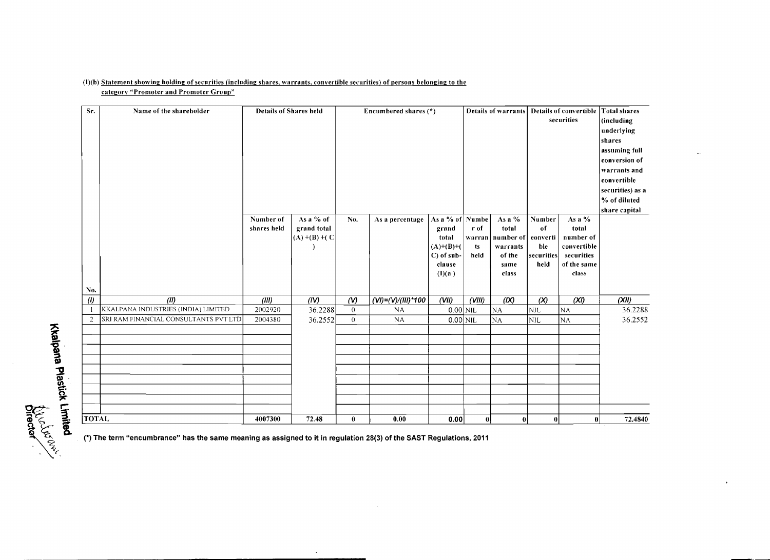(I)(b) Statement showing holding of securities (including shares, warrants, convertible securities) of persons belonging to the category "Promoter and Promoter Group"

| Sr. No. | Name of the shareholder | Details of Shares held | | Encumbered shares (*) | | | Details of warrants | | Details of convertible securities | | Total shares (including underlying shares assuming full conversion of warrants and convertible securities) as a % of diluted share capital |
|---|---|---|---|---|---|---|---|---|---|---|---|
| | | Number of shares held | As a % of grand total (A) +(B) +( C ) | No. | As a percentage | As a % of grand total (A)+(B)+( C) of sub-clause (I)(a ) | Number of warrants held | As a % total number of warrants of the same class | Number of convertible securities held | As a % total number of convertible securities of the same class | |
| (I) | (II) | (III) | (IV) | (V) | (VI)=(V)/(III)*100 | (VII) | (VIII) | (IX) | (X) | (XI) | (XII) |
| 1 | KKALPANA INDUSTRIES (INDIA) LIMITED | 2002920 | 36.2288 | 0 | NA | 0.00 | NIL | NA | NIL | NA | 36.2288 |
| 2 | SRI RAM FINANCIAL CONSULTANTS PVT LTD | 2004380 | 36.2552 | 0 | NA | 0.00 | NIL | NA | NIL | NA | 36.2552 |
| TOTAL | | 4007300 | 72.48 | 0 | 0.00 | 0.00 | 0 | 0 | 0 | 0 | 72.4840 |

(*) The term "encumbrance" has the same meaning as assigned to it in regulation 28(3) of the SAST Regulations, 2011

Kkalpana Plastick Limited
Director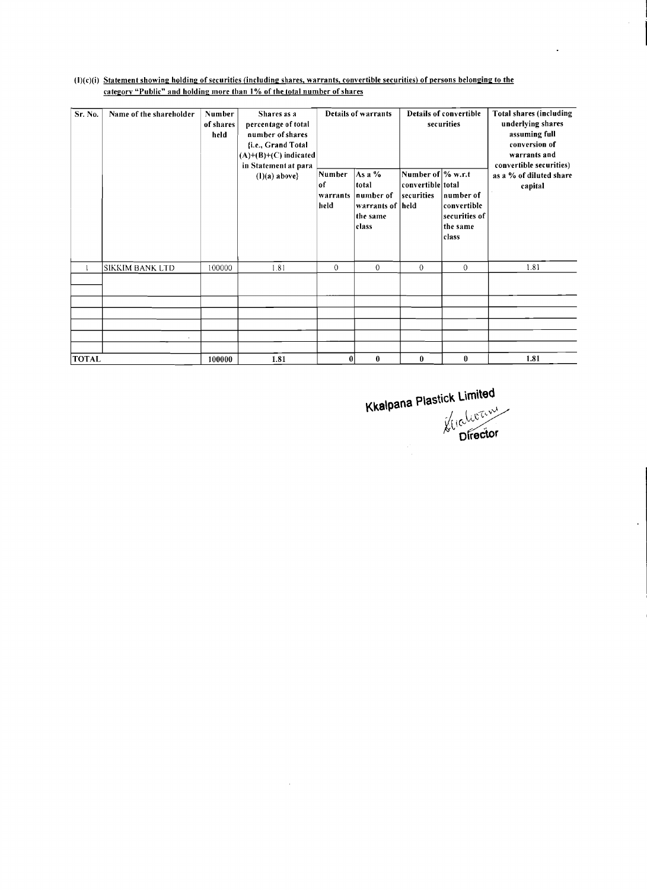**(I)(c)(i) Statement showing holding of securities (including shares, warrants, convertible securities) of persons belonging to the category "Public" and holding more than 1% of the total number of shares**

| Sr. No. | Name of the shareholder | Number of shares held | Shares as a percentage of total number of shares {i.e., Grand Total (A)+(B)+(C) indicated in Statement at para (I)(a) above} | Details of warrants | | Details of convertible securities | | Total shares (including underlying shares assuming full conversion of warrants and convertible securities) as a % of diluted share capital |
|---|---|---|---|---|---|---|---|---|
| | | | | Number of warrants held | As a % total number of warrants of the same class | Number of convertible securities held | % w.r.t total number of convertible securities of the same class | |
| 1 | SIKKIM BANK LTD | 100000 | 1.81 | 0 | 0 | 0 | 0 | 1.81 |
| | | | | | | | | |
| | | | | | | | | |
| | | | | | | | | |
| | | | | | | | | |
| | | | | | | | | |
| | | | | | | | | |
| **TOTAL** | | **100000** | **1.81** | **0** | **0** | **0** | **0** | **1.81** |

Kkalpana Plastick Limited

Director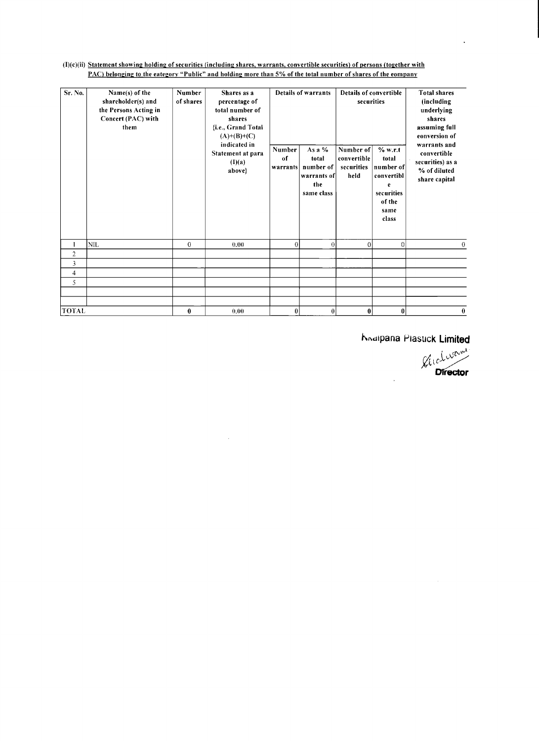(I)(c)(ii) Statement showing holding of securities (including shares, warrants, convertible securities) of persons (together with PAC) belonging to the category "Public" and holding more than 5% of the total number of shares of the company

| Sr. No. | Name(s) of the shareholder(s) and the Persons Acting in Concert (PAC) with them | Number of shares | Shares as a percentage of total number of shares {i.e., Grand Total (A)+(B)+(C) indicated in Statement at para (I)(a) above} | Details of warrants | | Details of convertible securities | | Total shares (including underlying shares assuming full conversion of warrants and convertible securities) as a % of diluted share capital |
|---|---|---|---|---|---|---|---|---|
| | | | | Number of warrants | As a % total number of warrants of the same class | Number of convertible securities held | % w.r.t total number of convertible securities of the same class | |
| 1 | NIL | 0 | 0.00 | 0 | 0 | 0 | 0 | 0 |
| 2 | | | | | | | | |
| 3 | | | | | | | | |
| 4 | | | | | | | | |
| 5 | | | | | | | | |
| | | | | | | | | |
| | | | | | | | | |
| **TOTAL** | | **0** | 0.00 | **0** | **0** | **0** | **0** | **0** |

**Kalpana Plastick Limited**

**Director**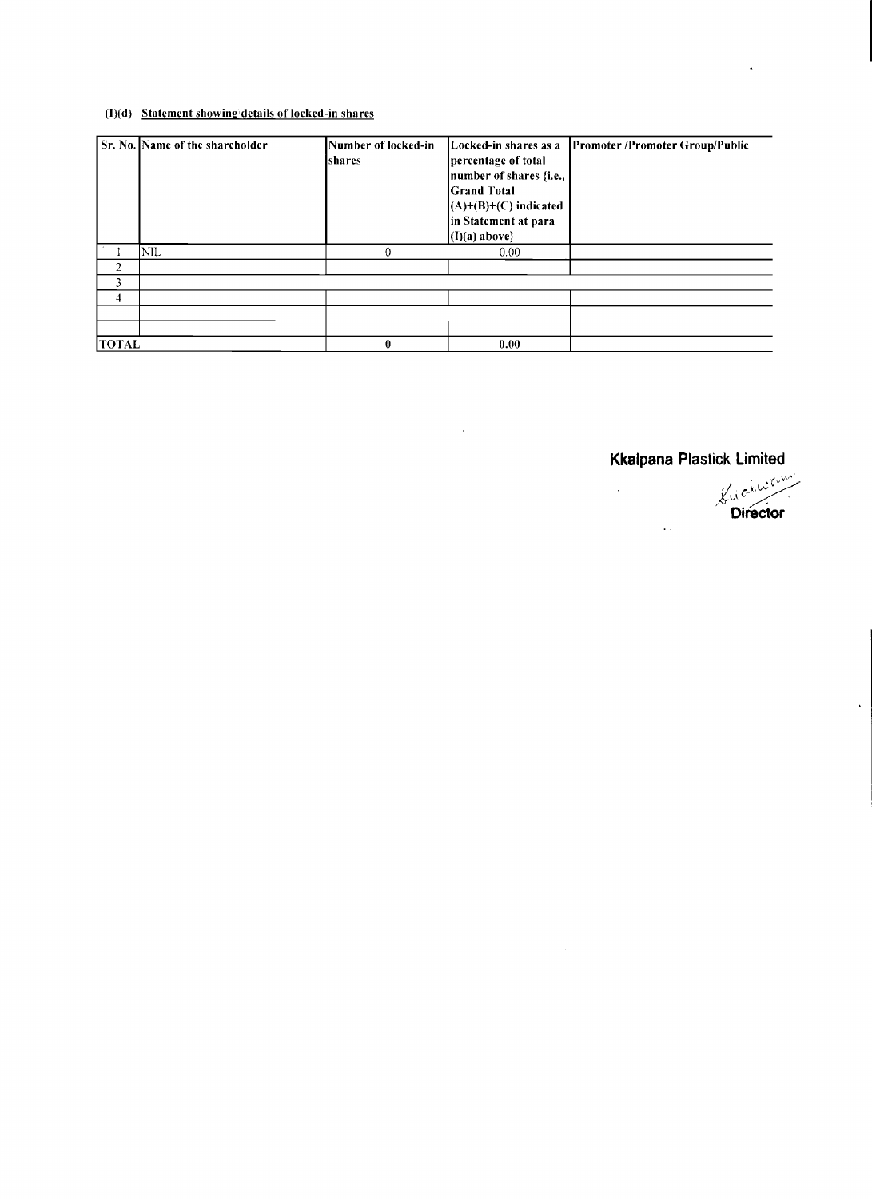(I)(d) Statement showing details of locked-in shares

| Sr. No. | Name of the shareholder | Number of locked-in shares | Locked-in shares as a percentage of total number of shares {i.e., Grand Total (A)+(B)+(C) indicated in Statement at para (I)(a) above} | Promoter /Promoter Group/Public |
|---|---|---|---|---|
| 1 | NIL | 0 | 0.00 | |
| 2 | | | | |
| 3 | | | | |
| 4 | | | | |
| | | | | |
| | | | | |
| TOTAL | | 0 | 0.00 | |

**Kkalpana Plastick Limited**

**Director**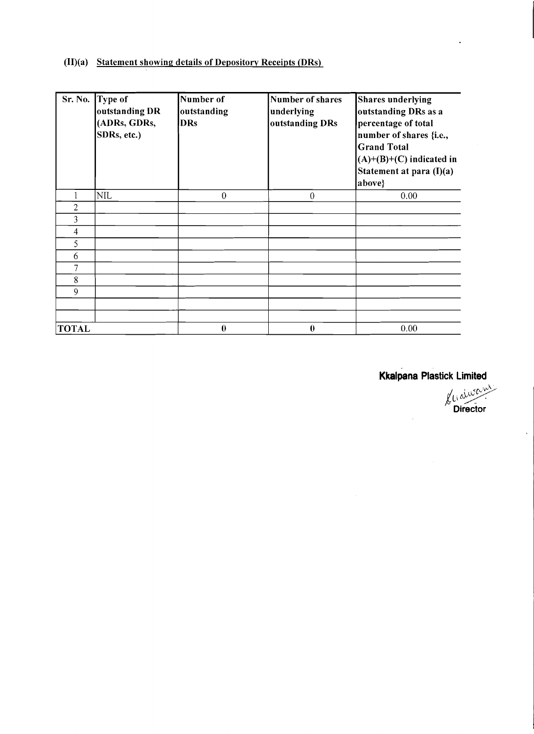## (II)(a) Statement showing details of Depository Receipts (DRs)

| Sr. No. | Type of outstanding DR (ADRs, GDRs, SDRs, etc.) | Number of outstanding DRs | Number of shares underlying outstanding DRs | Shares underlying outstanding DRs as a percentage of total number of shares {i.e., Grand Total (A)+(B)+(C) indicated in Statement at para (I)(a) above} |
|---|---|---|---|---|
| 1 | NIL | 0 | 0 | 0.00 |
| 2 | | | | |
| 3 | | | | |
| 4 | | | | |
| 5 | | | | |
| 6 | | | | |
| 7 | | | | |
| 8 | | | | |
| 9 | | | | |
| | | | | |
| | | | | |
| **TOTAL** | | **0** | **0** | 0.00 |

**Kkalpana Plastick Limited**

**Director**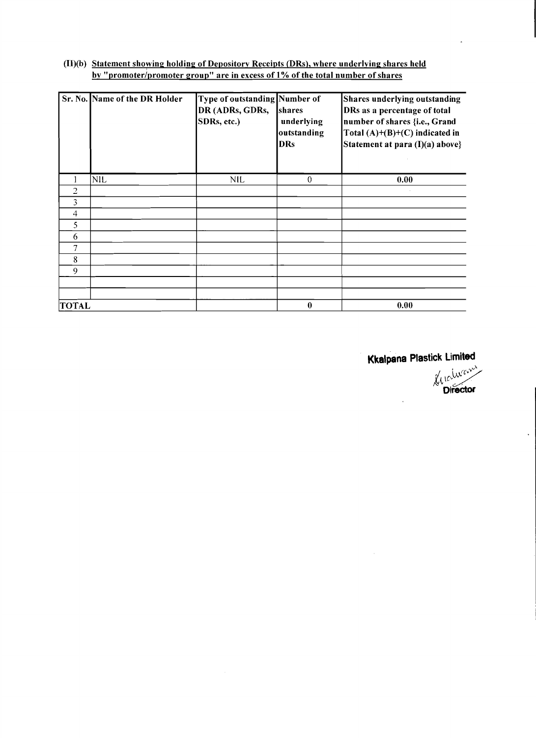**(II)(b) Statement showing holding of Depository Receipts (DRs), where underlying shares held by "promoter/promoter group" are in excess of 1% of the total number of shares**

| Sr. No. | Name of the DR Holder | Type of outstanding DR (ADRs, GDRs, SDRs, etc.) | Number of shares underlying outstanding DRs | Shares underlying outstanding DRs as a percentage of total number of shares {i.e., Grand Total (A)+(B)+(C) indicated in Statement at para (I)(a) above} |
|---|---|---|---|---|
| 1 | NIL | NIL | 0 | 0.00 |
| 2 | | | | |
| 3 | | | | |
| 4 | | | | |
| 5 | | | | |
| 6 | | | | |
| 7 | | | | |
| 8 | | | | |
| 9 | | | | |
| | | | | |
| | | | | |
| TOTAL | | | 0 | 0.00 |

**Kkalpana Plastick Limited**

Director